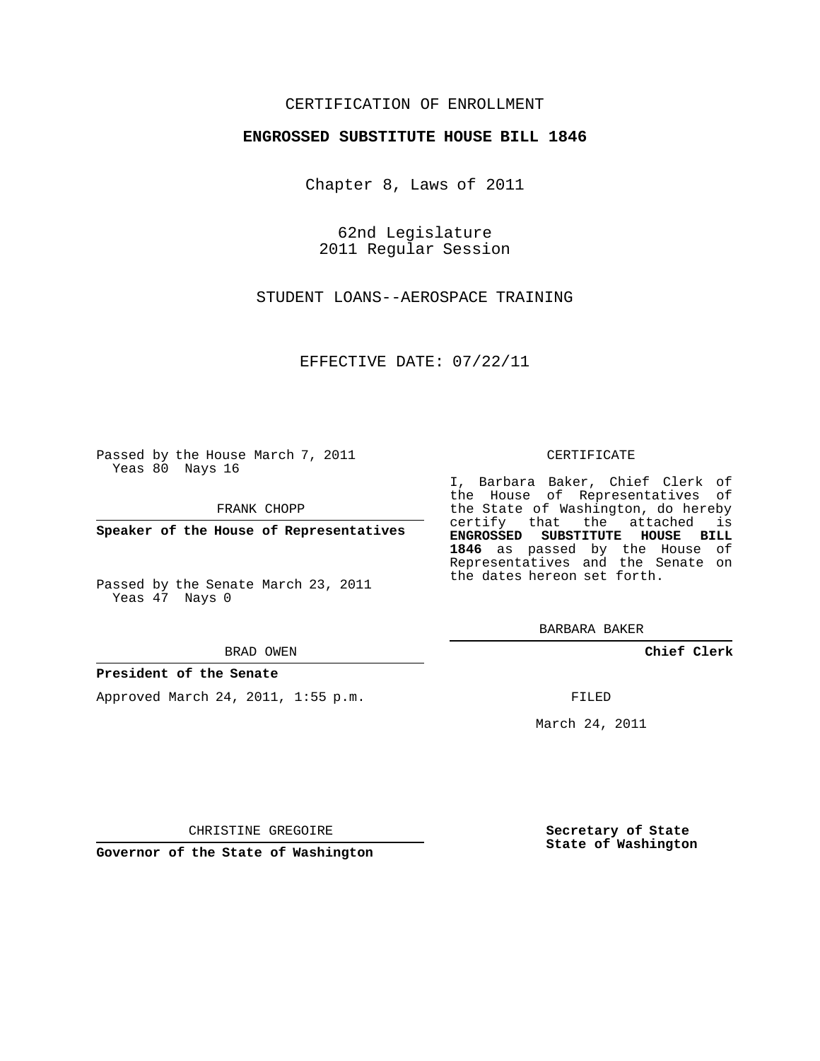CERTIFICATION OF ENROLLMENT

**ENGROSSED SUBSTITUTE HOUSE BILL 1846**

Chapter 8, Laws of 2011

62nd Legislature
2011 Regular Session

STUDENT LOANS--AEROSPACE TRAINING

EFFECTIVE DATE: 07/22/11

Passed by the House March 7, 2011
Yeas 80 Nays 16

FRANK CHOPP

**Speaker of the House of Representatives**

Passed by the Senate March 23, 2011
Yeas 47 Nays 0

BRAD OWEN

**President of the Senate**

Approved March 24, 2011, 1:55 p.m.

CHRISTINE GREGOIRE

**Governor of the State of Washington**

CERTIFICATE

I, Barbara Baker, Chief Clerk of the House of Representatives of the State of Washington, do hereby certify that the attached is **ENGROSSED SUBSTITUTE HOUSE BILL 1846** as passed by the House of Representatives and the Senate on the dates hereon set forth.

BARBARA BAKER

**Chief Clerk**

FILED

March 24, 2011

**Secretary of State**
**State of Washington**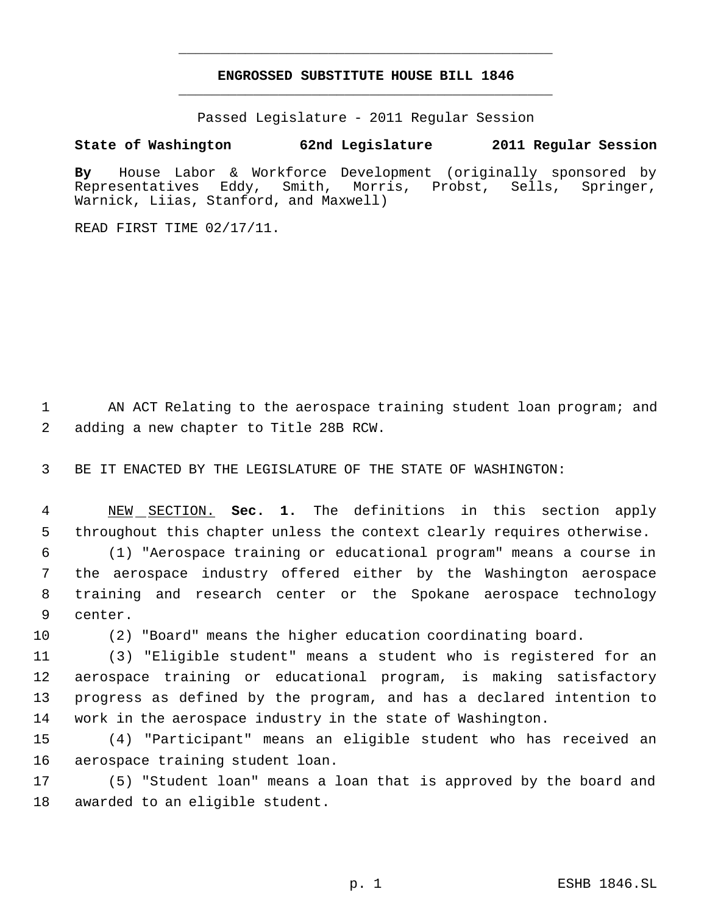# ENGROSSED SUBSTITUTE HOUSE BILL 1846

Passed Legislature - 2011 Regular Session

**State of Washington 62nd Legislature 2011 Regular Session**

**By** House Labor & Workforce Development (originally sponsored by Representatives Eddy, Smith, Morris, Probst, Sells, Springer, Warnick, Liias, Stanford, and Maxwell)

READ FIRST TIME 02/17/11.

AN ACT Relating to the aerospace training student loan program; and adding a new chapter to Title 28B RCW.

BE IT ENACTED BY THE LEGISLATURE OF THE STATE OF WASHINGTON:

NEW SECTION. **Sec. 1.** The definitions in this section apply throughout this chapter unless the context clearly requires otherwise.

(1) "Aerospace training or educational program" means a course in the aerospace industry offered either by the Washington aerospace training and research center or the Spokane aerospace technology center.

(2) "Board" means the higher education coordinating board.

(3) "Eligible student" means a student who is registered for an aerospace training or educational program, is making satisfactory progress as defined by the program, and has a declared intention to work in the aerospace industry in the state of Washington.

(4) "Participant" means an eligible student who has received an aerospace training student loan.

(5) "Student loan" means a loan that is approved by the board and awarded to an eligible student.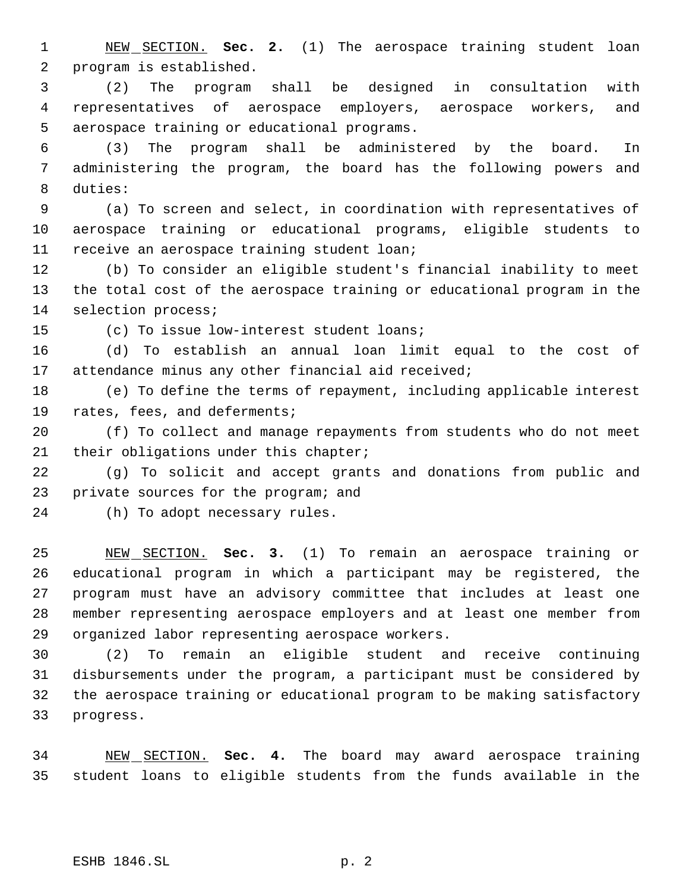NEW SECTION. **Sec. 2.** (1) The aerospace training student loan program is established.

(2) The program shall be designed in consultation with representatives of aerospace employers, aerospace workers, and aerospace training or educational programs.

(3) The program shall be administered by the board. In administering the program, the board has the following powers and duties:

(a) To screen and select, in coordination with representatives of aerospace training or educational programs, eligible students to receive an aerospace training student loan;

(b) To consider an eligible student's financial inability to meet the total cost of the aerospace training or educational program in the selection process;

(c) To issue low-interest student loans;

(d) To establish an annual loan limit equal to the cost of attendance minus any other financial aid received;

(e) To define the terms of repayment, including applicable interest rates, fees, and deferments;

(f) To collect and manage repayments from students who do not meet their obligations under this chapter;

(g) To solicit and accept grants and donations from public and private sources for the program; and

(h) To adopt necessary rules.

NEW SECTION. **Sec. 3.** (1) To remain an aerospace training or educational program in which a participant may be registered, the program must have an advisory committee that includes at least one member representing aerospace employers and at least one member from organized labor representing aerospace workers.

(2) To remain an eligible student and receive continuing disbursements under the program, a participant must be considered by the aerospace training or educational program to be making satisfactory progress.

NEW SECTION. **Sec. 4.** The board may award aerospace training student loans to eligible students from the funds available in the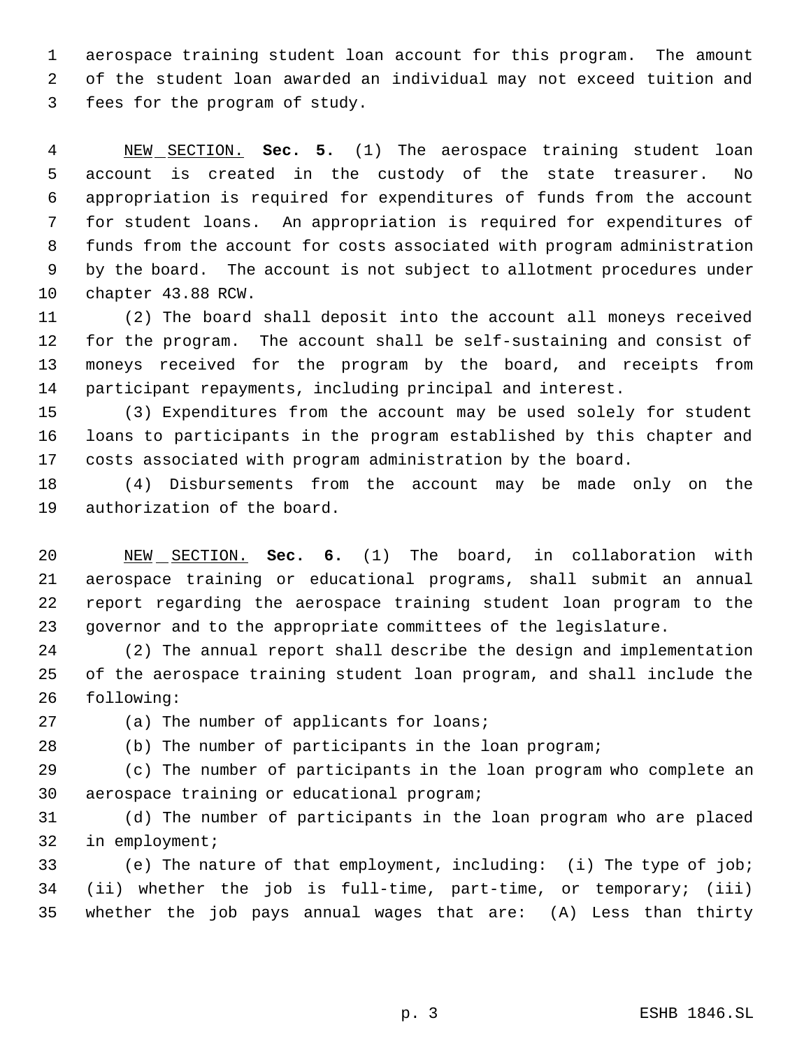aerospace training student loan account for this program. The amount of the student loan awarded an individual may not exceed tuition and fees for the program of study.

NEW SECTION. **Sec. 5.** (1) The aerospace training student loan account is created in the custody of the state treasurer. No appropriation is required for expenditures of funds from the account for student loans. An appropriation is required for expenditures of funds from the account for costs associated with program administration by the board. The account is not subject to allotment procedures under chapter 43.88 RCW.

(2) The board shall deposit into the account all moneys received for the program. The account shall be self-sustaining and consist of moneys received for the program by the board, and receipts from participant repayments, including principal and interest.

(3) Expenditures from the account may be used solely for student loans to participants in the program established by this chapter and costs associated with program administration by the board.

(4) Disbursements from the account may be made only on the authorization of the board.

NEW SECTION. **Sec. 6.** (1) The board, in collaboration with aerospace training or educational programs, shall submit an annual report regarding the aerospace training student loan program to the governor and to the appropriate committees of the legislature.

(2) The annual report shall describe the design and implementation of the aerospace training student loan program, and shall include the following:

(a) The number of applicants for loans;

(b) The number of participants in the loan program;

(c) The number of participants in the loan program who complete an aerospace training or educational program;

(d) The number of participants in the loan program who are placed in employment;

(e) The nature of that employment, including: (i) The type of job; (ii) whether the job is full-time, part-time, or temporary; (iii) whether the job pays annual wages that are: (A) Less than thirty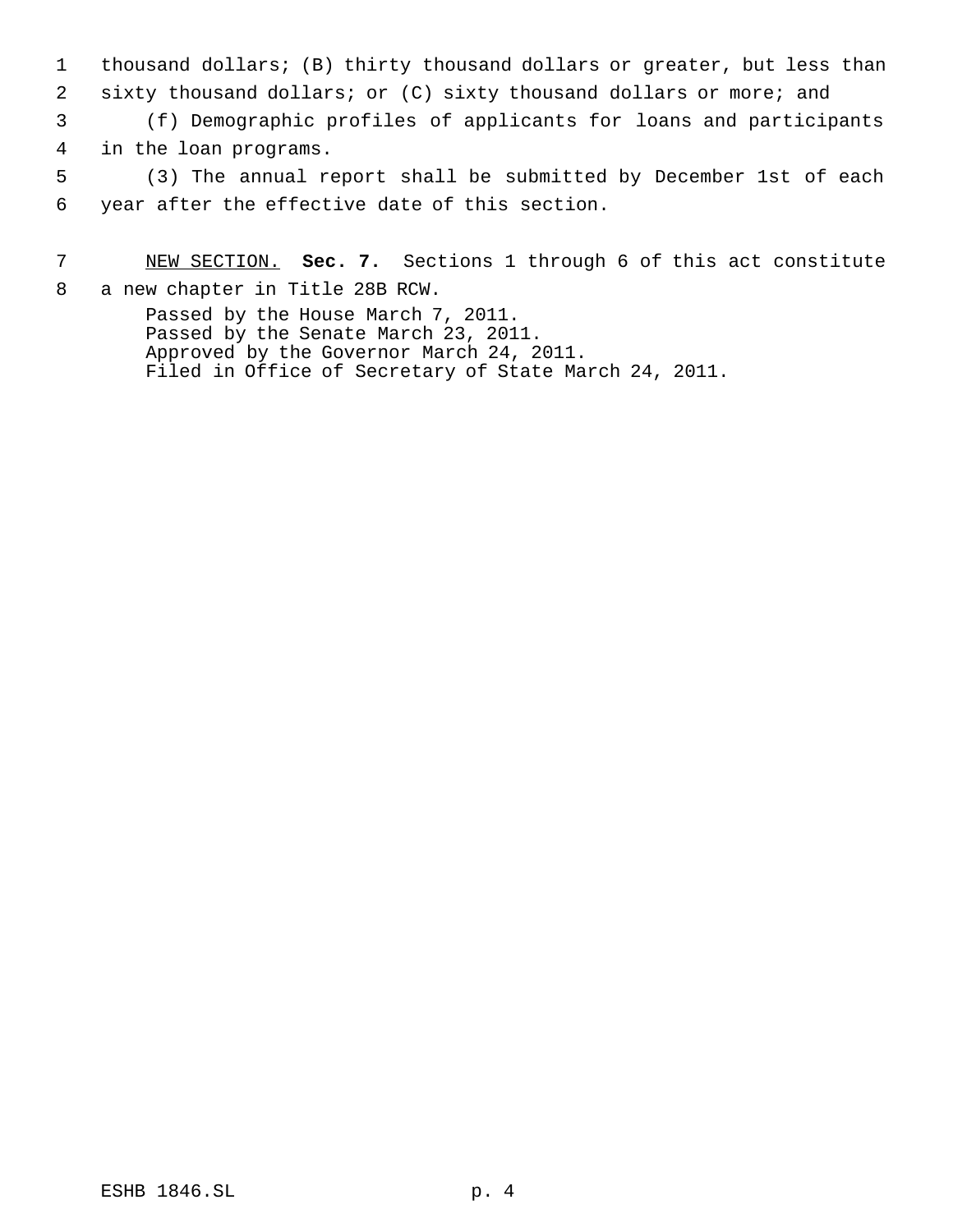thousand dollars; (B) thirty thousand dollars or greater, but less than sixty thousand dollars; or (C) sixty thousand dollars or more; and

(f) Demographic profiles of applicants for loans and participants in the loan programs.

(3) The annual report shall be submitted by December 1st of each year after the effective date of this section.

NEW SECTION. **Sec. 7.** Sections 1 through 6 of this act constitute a new chapter in Title 28B RCW.

Passed by the House March 7, 2011.
Passed by the Senate March 23, 2011.
Approved by the Governor March 24, 2011.
Filed in Office of Secretary of State March 24, 2011.